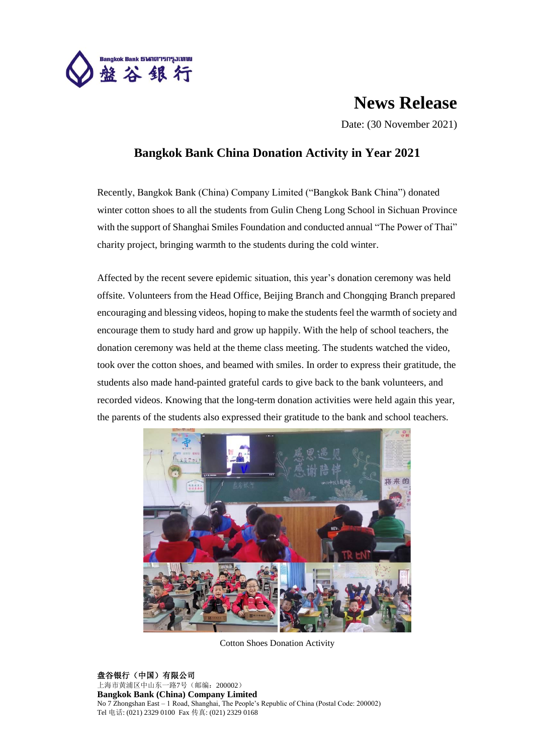# News Release

Date: (30 November 2021)

## Bangkok Bank China Donation Activity in Year 2021

Recently, Bangkok Bank (China) Company Limited ("Bangkok Bank China") donated winter cotton shoes to all the students from Gulin Cheng Long School in Sichuan Province with the support of Shanghai Smiles Foundation and conducted annual "The Power of Thai" charity project, bringing warmth to the students during the cold winter.

Affected by the recent severe epidemic situation, this year's donation ceremony was held offsite. Volunteers from the Head Office, Beijing Branch and Chongqing Branch prepared encouraging and blessing videos, hoping to make the students feel the warmth of society and encourage them to study hard and grow up happily. With the help of school teachers, the donation ceremony was held at the theme class meeting. The students watched the video, took over the cotton shoes, and beamed with smiles. In order to express their gratitude, the students also made hand-painted grateful cards to give back to the bank volunteers, and recorded videos. Knowing that the long-term donation activities were held again this year, the parents of the students also expressed their gratitude to the bank and school teachers.

Cotton Shoes Donation Activity

**盘谷银行（中国）有限公司**
上海市黄浦区中山东一路7号（邮编：200002）
**Bangkok Bank (China) Company Limited**
No 7 Zhongshan East – 1 Road, Shanghai, The People's Republic of China (Postal Code: 200002)
Tel 电话: (021) 2329 0100 Fax 传真: (021) 2329 0168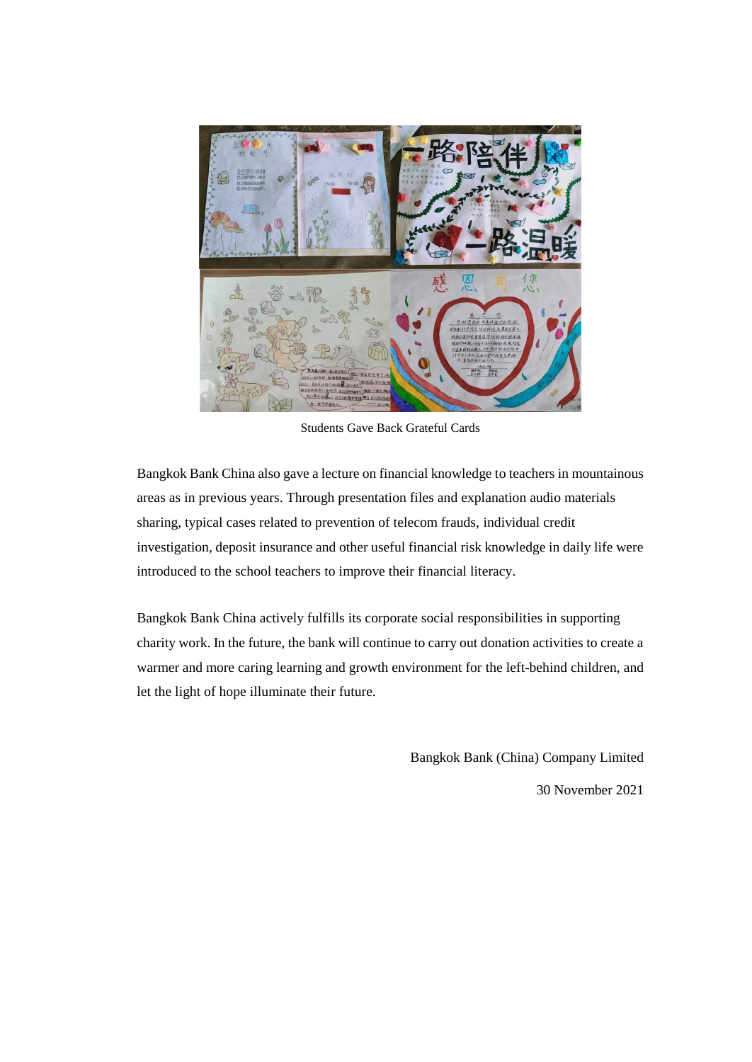Students Gave Back Grateful Cards

Bangkok Bank China also gave a lecture on financial knowledge to teachers in mountainous areas as in previous years. Through presentation files and explanation audio materials sharing, typical cases related to prevention of telecom frauds, individual credit investigation, deposit insurance and other useful financial risk knowledge in daily life were introduced to the school teachers to improve their financial literacy.

Bangkok Bank China actively fulfills its corporate social responsibilities in supporting charity work. In the future, the bank will continue to carry out donation activities to create a warmer and more caring learning and growth environment for the left-behind children, and let the light of hope illuminate their future.

Bangkok Bank (China) Company Limited

30 November 2021